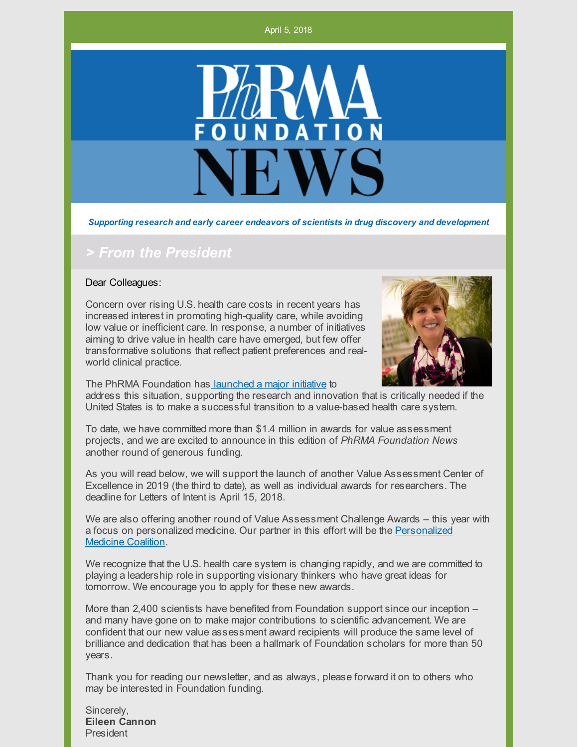April 5, 2018

# PhRMA FOUNDATION NEWS

***Supporting research and early career endeavors of scientists in drug discovery and development***

## *> From the President*

Dear Colleagues:

Concern over rising U.S. health care costs in recent years has increased interest in promoting high-quality care, while avoiding low value or inefficient care. In response, a number of initiatives aiming to drive value in health care have emerged, but few offer transformative solutions that reflect patient preferences and real-world clinical practice.

The PhRMA Foundation has launched a major initiative to address this situation, supporting the research and innovation that is critically needed if the United States is to make a successful transition to a value-based health care system.

To date, we have committed more than $1.4 million in awards for value assessment projects, and we are excited to announce in this edition of *PhRMA Foundation News* another round of generous funding.

As you will read below, we will support the launch of another Value Assessment Center of Excellence in 2019 (the third to date), as well as individual awards for researchers. The deadline for Letters of Intent is April 15, 2018.

We are also offering another round of Value Assessment Challenge Awards – this year with a focus on personalized medicine. Our partner in this effort will be the Personalized Medicine Coalition.

We recognize that the U.S. health care system is changing rapidly, and we are committed to playing a leadership role in supporting visionary thinkers who have great ideas for tomorrow. We encourage you to apply for these new awards.

More than 2,400 scientists have benefited from Foundation support since our inception – and many have gone on to make major contributions to scientific advancement. We are confident that our new value assessment award recipients will produce the same level of brilliance and dedication that has been a hallmark of Foundation scholars for more than 50 years.

Thank you for reading our newsletter, and as always, please forward it on to others who may be interested in Foundation funding.

Sincerely,
**Eileen Cannon**
President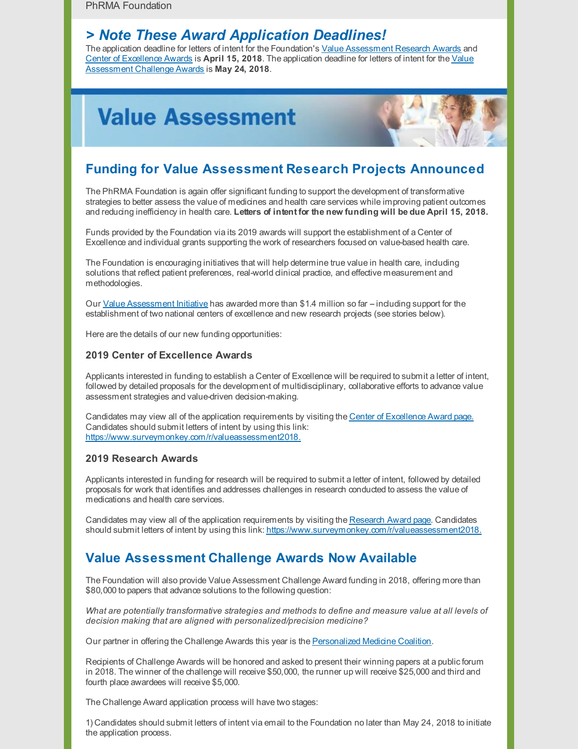## > *Note These Award Application Deadlines!*

The application deadline for letters of intent for the Foundation's Value Assessment Research Awards and Center of Excellence Awards is **April 15, 2018**. The application deadline for letters of intent for the Value Assessment Challenge Awards is **May 24, 2018**.

# Value Assessment

## Funding for Value Assessment Research Projects Announced

The PhRMA Foundation is again offer significant funding to support the development of transformative strategies to better assess the value of medicines and health care services while improving patient outcomes and reducing inefficiency in health care. **Letters of intent for the new funding will be due April 15, 2018.**

Funds provided by the Foundation via its 2019 awards will support the establishment of a Center of Excellence and individual grants supporting the work of researchers focused on value-based health care.

The Foundation is encouraging initiatives that will help determine true value in health care, including solutions that reflect patient preferences, real-world clinical practice, and effective measurement and methodologies.

Our Value Assessment Initiative has awarded more than $1.4 million so far – including support for the establishment of two national centers of excellence and new research projects (see stories below).

Here are the details of our new funding opportunities:

### 2019 Center of Excellence Awards

Applicants interested in funding to establish a Center of Excellence will be required to submit a letter of intent, followed by detailed proposals for the development of multidisciplinary, collaborative efforts to advance value assessment strategies and value-driven decision-making.

Candidates may view all of the application requirements by visiting the Center of Excellence Award page. Candidates should submit letters of intent by using this link: https://www.surveymonkey.com/r/valueassessment2018.

### 2019 Research Awards

Applicants interested in funding for research will be required to submit a letter of intent, followed by detailed proposals for work that identifies and addresses challenges in research conducted to assess the value of medications and health care services.

Candidates may view all of the application requirements by visiting the Research Award page. Candidates should submit letters of intent by using this link: https://www.surveymonkey.com/r/valueassessment2018.

## Value Assessment Challenge Awards Now Available

The Foundation will also provide Value Assessment Challenge Award funding in 2018, offering more than $80,000 to papers that advance solutions to the following question:

*What are potentially transformative strategies and methods to define and measure value at all levels of decision making that are aligned with personalized/precision medicine?*

Our partner in offering the Challenge Awards this year is the Personalized Medicine Coalition.

Recipients of Challenge Awards will be honored and asked to present their winning papers at a public forum in 2018. The winner of the challenge will receive $50,000, the runner up will receive $25,000 and third and fourth place awardees will receive $5,000.

The Challenge Award application process will have two stages:

1) Candidates should submit letters of intent via email to the Foundation no later than May 24, 2018 to initiate the application process.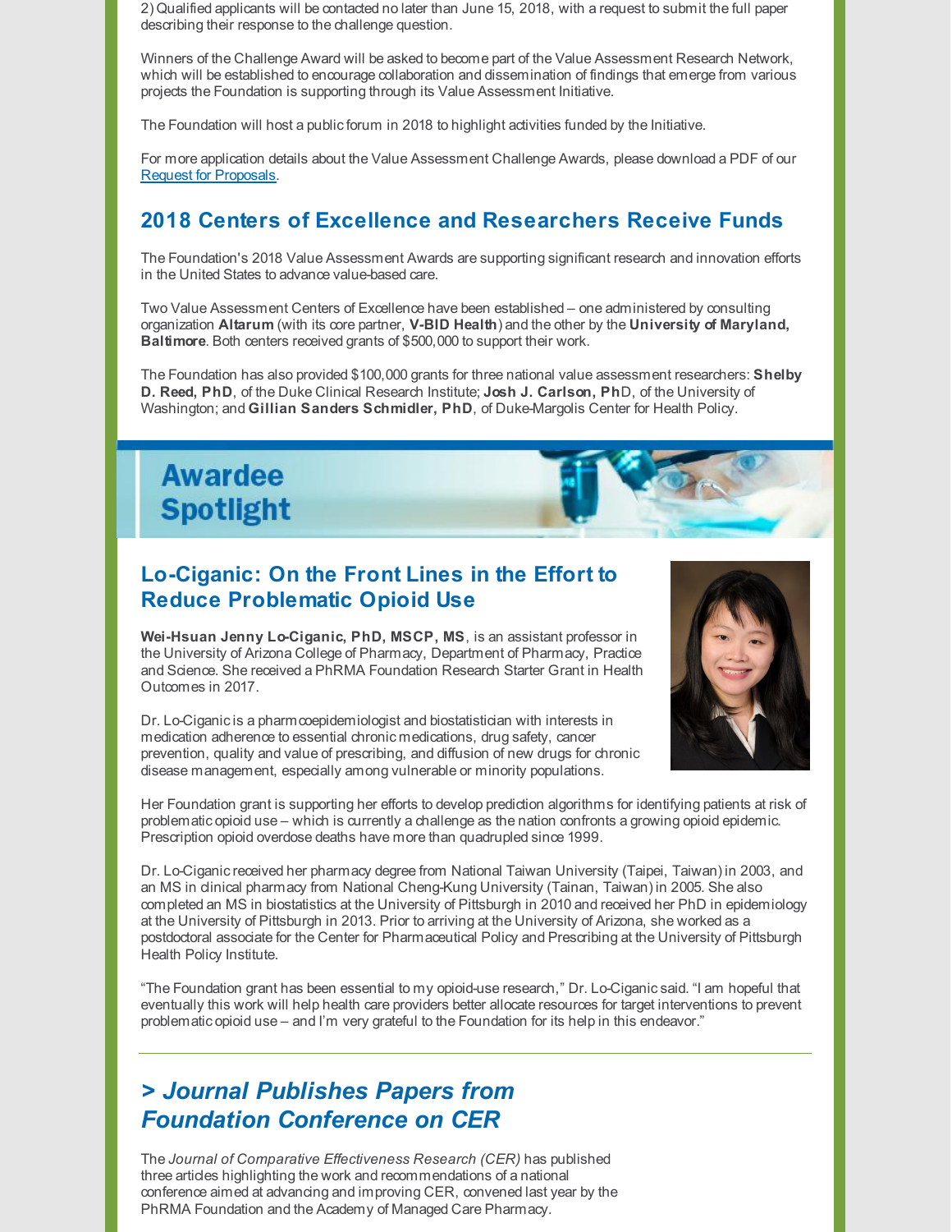2) Qualified applicants will be contacted no later than June 15, 2018, with a request to submit the full paper describing their response to the challenge question.

Winners of the Challenge Award will be asked to become part of the Value Assessment Research Network, which will be established to encourage collaboration and dissemination of findings that emerge from various projects the Foundation is supporting through its Value Assessment Initiative.

The Foundation will host a public forum in 2018 to highlight activities funded by the Initiative.

For more application details about the Value Assessment Challenge Awards, please download a PDF of our Request for Proposals.

## 2018 Centers of Excellence and Researchers Receive Funds

The Foundation's 2018 Value Assessment Awards are supporting significant research and innovation efforts in the United States to advance value-based care.

Two Value Assessment Centers of Excellence have been established – one administered by consulting organization **Altarum** (with its core partner, **V-BID Health**) and the other by the **University of Maryland, Baltimore**. Both centers received grants of $500,000 to support their work.

The Foundation has also provided $100,000 grants for three national value assessment researchers: **Shelby D. Reed, PhD**, of the Duke Clinical Research Institute; **Josh J. Carlson, Ph**D, of the University of Washington; and **Gillian Sanders Schmidler, PhD**, of Duke-Margolis Center for Health Policy.

# Awardee Spotlight

## Lo-Ciganic: On the Front Lines in the Effort to Reduce Problematic Opioid Use

**Wei-Hsuan Jenny Lo-Ciganic, PhD, MSCP, MS**, is an assistant professor in the University of Arizona College of Pharmacy, Department of Pharmacy, Practice and Science. She received a PhRMA Foundation Research Starter Grant in Health Outcomes in 2017.

Dr. Lo-Ciganic is a pharmcoepidemiologist and biostatistician with interests in medication adherence to essential chronic medications, drug safety, cancer prevention, quality and value of prescribing, and diffusion of new drugs for chronic disease management, especially among vulnerable or minority populations.

Her Foundation grant is supporting her efforts to develop prediction algorithms for identifying patients at risk of problematic opioid use – which is currently a challenge as the nation confronts a growing opioid epidemic. Prescription opioid overdose deaths have more than quadrupled since 1999.

Dr. Lo-Ciganic received her pharmacy degree from National Taiwan University (Taipei, Taiwan) in 2003, and an MS in clinical pharmacy from National Cheng-Kung University (Tainan, Taiwan) in 2005. She also completed an MS in biostatistics at the University of Pittsburgh in 2010 and received her PhD in epidemiology at the University of Pittsburgh in 2013. Prior to arriving at the University of Arizona, she worked as a postdoctoral associate for the Center for Pharmaceutical Policy and Prescribing at the University of Pittsburgh Health Policy Institute.

"The Foundation grant has been essential to my opioid-use research," Dr. Lo-Ciganic said. "I am hopeful that eventually this work will help health care providers better allocate resources for target interventions to prevent problematic opioid use – and I'm very grateful to the Foundation for its help in this endeavor."

## *> Journal Publishes Papers from Foundation Conference on CER*

The *Journal of Comparative Effectiveness Research (CER)* has published three articles highlighting the work and recommendations of a national conference aimed at advancing and improving CER, convened last year by the PhRMA Foundation and the Academy of Managed Care Pharmacy.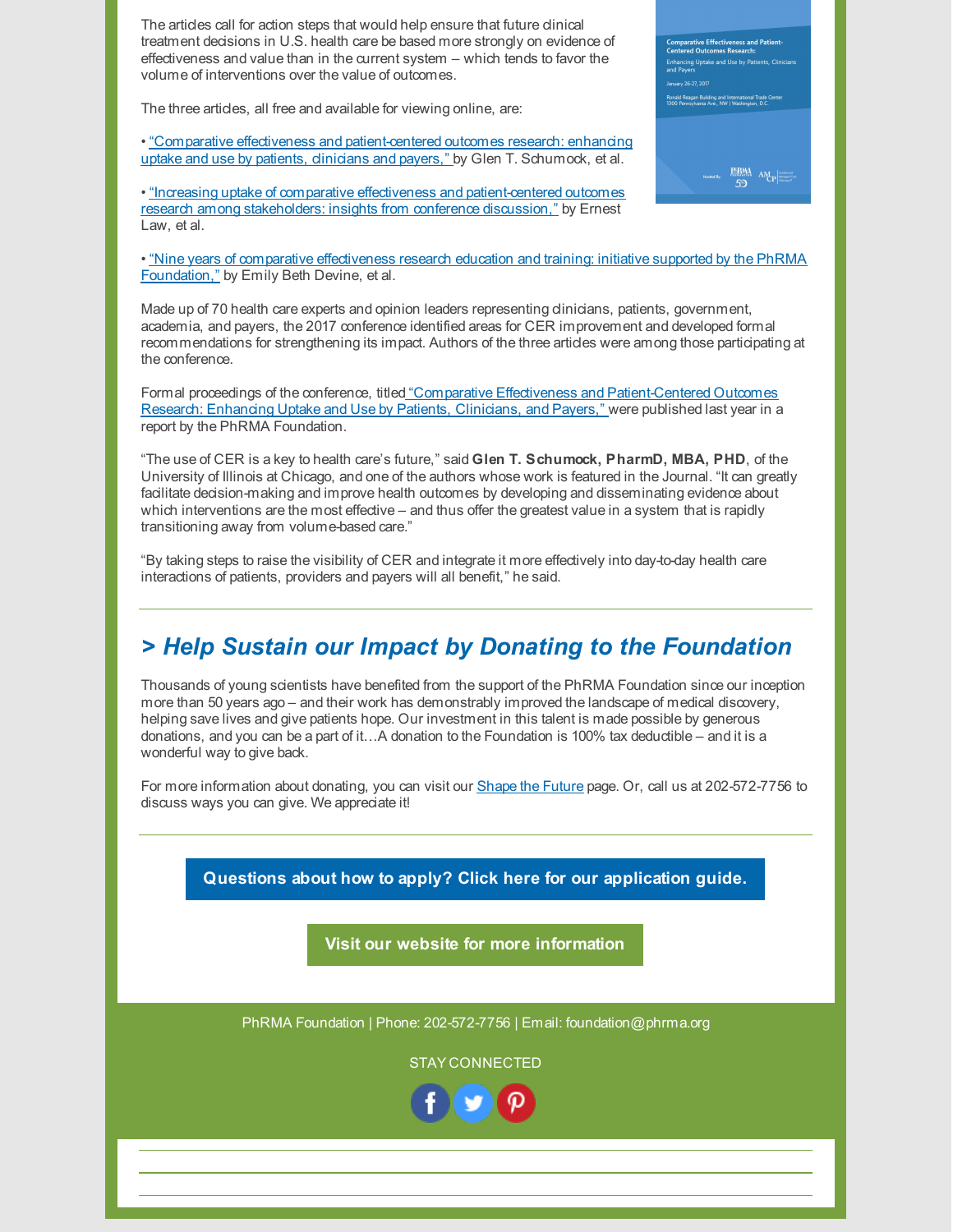The articles call for action steps that would help ensure that future clinical treatment decisions in U.S. health care be based more strongly on evidence of effectiveness and value than in the current system – which tends to favor the volume of interventions over the value of outcomes.

The three articles, all free and available for viewing online, are:

- "Comparative effectiveness and patient-centered outcomes research: enhancing uptake and use by patients, clinicians and payers," by Glen T. Schumock, et al.
- "Increasing uptake of comparative effectiveness and patient-centered outcomes research among stakeholders: insights from conference discussion," by Ernest Law, et al.
- "Nine years of comparative effectiveness research education and training: initiative supported by the PhRMA Foundation," by Emily Beth Devine, et al.

Made up of 70 health care experts and opinion leaders representing clinicians, patients, government, academia, and payers, the 2017 conference identified areas for CER improvement and developed formal recommendations for strengthening its impact. Authors of the three articles were among those participating at the conference.

Formal proceedings of the conference, titled "Comparative Effectiveness and Patient-Centered Outcomes Research: Enhancing Uptake and Use by Patients, Clinicians, and Payers," were published last year in a report by the PhRMA Foundation.

"The use of CER is a key to health care's future," said **Glen T. Schumock, PharmD, MBA, PHD**, of the University of Illinois at Chicago, and one of the authors whose work is featured in the Journal. "It can greatly facilitate decision-making and improve health outcomes by developing and disseminating evidence about which interventions are the most effective – and thus offer the greatest value in a system that is rapidly transitioning away from volume-based care."

"By taking steps to raise the visibility of CER and integrate it more effectively into day-to-day health care interactions of patients, providers and payers will all benefit," he said.

## *> Help Sustain our Impact by Donating to the Foundation*

Thousands of young scientists have benefited from the support of the PhRMA Foundation since our inception more than 50 years ago – and their work has demonstrably improved the landscape of medical discovery, helping save lives and give patients hope. Our investment in this talent is made possible by generous donations, and you can be a part of it…A donation to the Foundation is 100% tax deductible – and it is a wonderful way to give back.

For more information about donating, you can visit our Shape the Future page. Or, call us at 202-572-7756 to discuss ways you can give. We appreciate it!

**Questions about how to apply? Click here for our application guide.**

**Visit our website for more information**

PhRMA Foundation | Phone: 202-572-7756 | Email: foundation@phrma.org

STAY CONNECTED